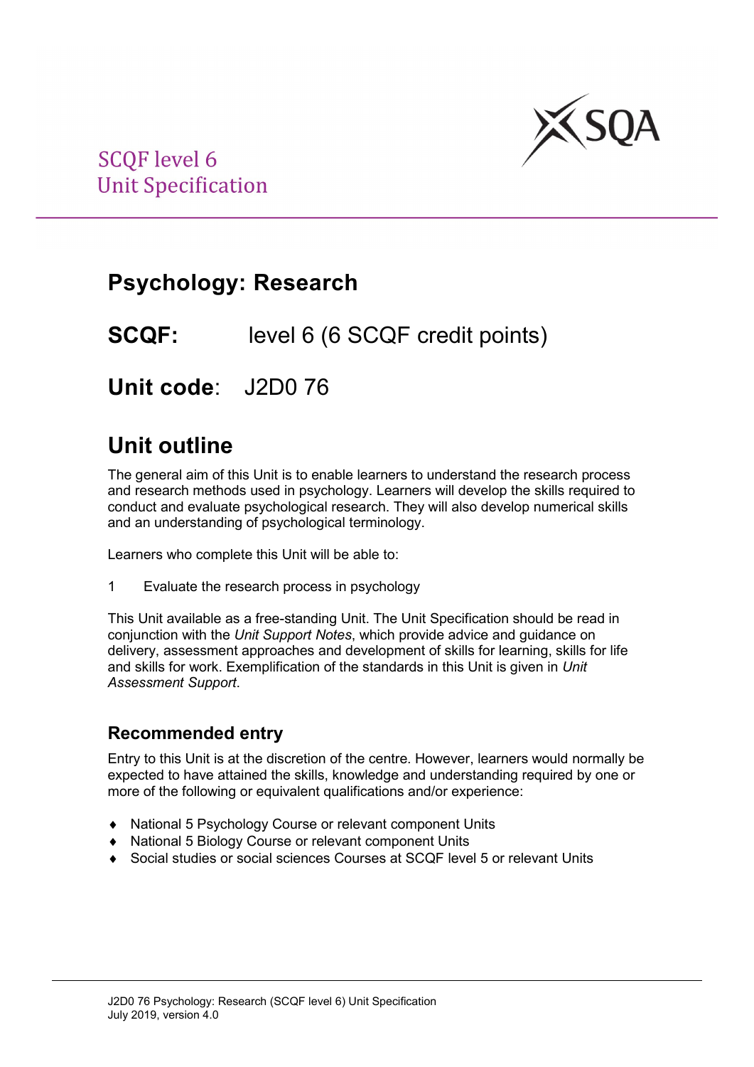SCQF level 6
Unit Specification

# Psychology: Research

**SCQF:** level 6 (6 SCQF credit points)

**Unit code**: J2D0 76

## Unit outline

The general aim of this Unit is to enable learners to understand the research process and research methods used in psychology. Learners will develop the skills required to conduct and evaluate psychological research. They will also develop numerical skills and an understanding of psychological terminology.

Learners who complete this Unit will be able to:

1 Evaluate the research process in psychology

This Unit available as a free-standing Unit. The Unit Specification should be read in conjunction with the *Unit Support Notes*, which provide advice and guidance on delivery, assessment approaches and development of skills for learning, skills for life and skills for work. Exemplification of the standards in this Unit is given in *Unit Assessment Support*.

### Recommended entry

Entry to this Unit is at the discretion of the centre. However, learners would normally be expected to have attained the skills, knowledge and understanding required by one or more of the following or equivalent qualifications and/or experience:

- National 5 Psychology Course or relevant component Units
- National 5 Biology Course or relevant component Units
- Social studies or social sciences Courses at SCQF level 5 or relevant Units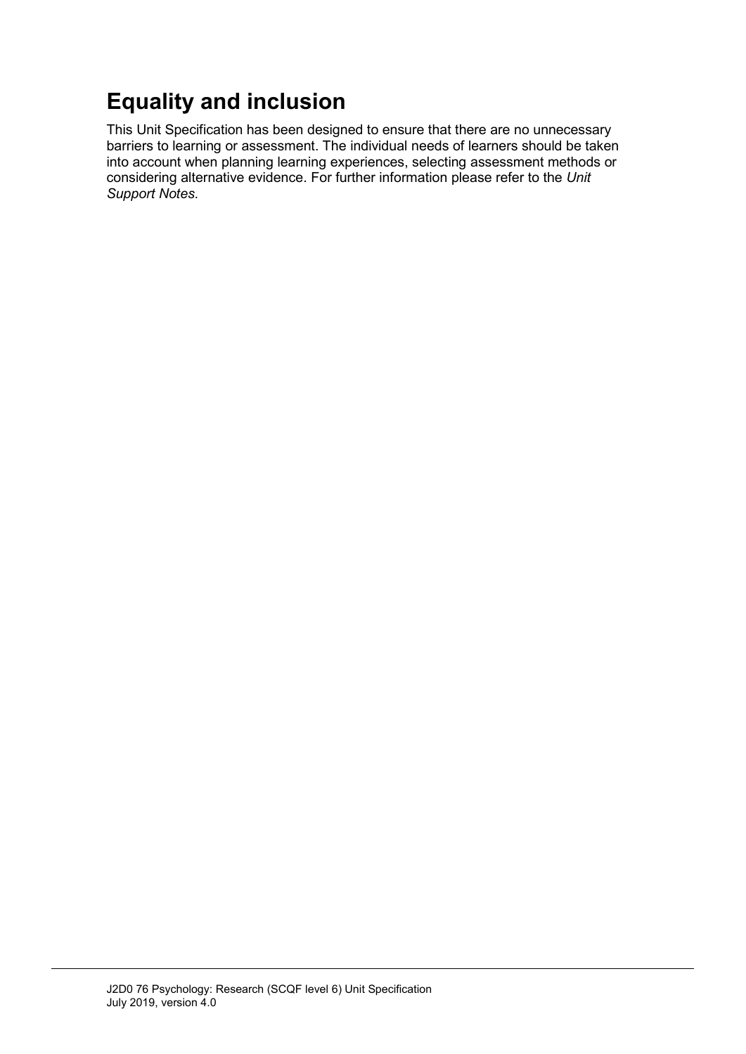## Equality and inclusion

This Unit Specification has been designed to ensure that there are no unnecessary barriers to learning or assessment. The individual needs of learners should be taken into account when planning learning experiences, selecting assessment methods or considering alternative evidence. For further information please refer to the *Unit Support Notes.*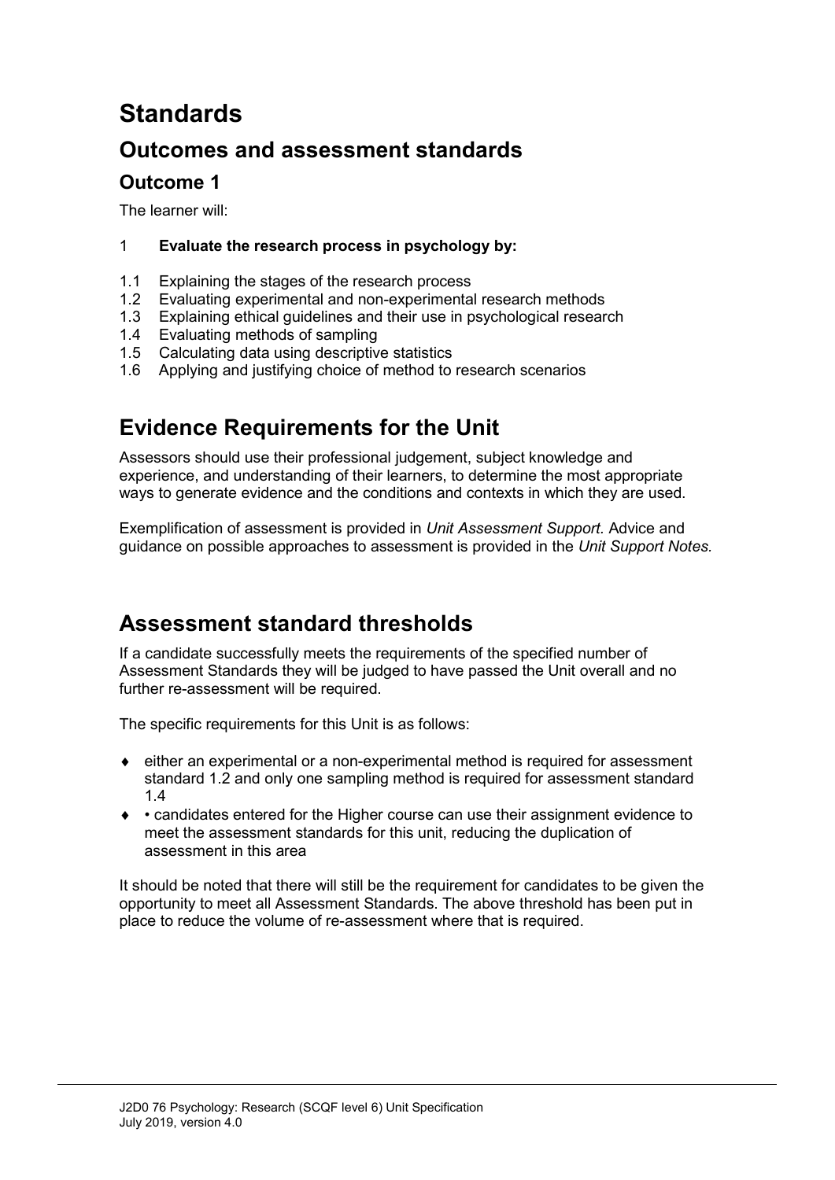# Standards

## Outcomes and assessment standards

### Outcome 1

The learner will:

1 **Evaluate the research process in psychology by:**

1.1 Explaining the stages of the research process
1.2 Evaluating experimental and non-experimental research methods
1.3 Explaining ethical guidelines and their use in psychological research
1.4 Evaluating methods of sampling
1.5 Calculating data using descriptive statistics
1.6 Applying and justifying choice of method to research scenarios

## Evidence Requirements for the Unit

Assessors should use their professional judgement, subject knowledge and experience, and understanding of their learners, to determine the most appropriate ways to generate evidence and the conditions and contexts in which they are used.

Exemplification of assessment is provided in *Unit Assessment Support.* Advice and guidance on possible approaches to assessment is provided in the *Unit Support Notes.*

## Assessment standard thresholds

If a candidate successfully meets the requirements of the specified number of Assessment Standards they will be judged to have passed the Unit overall and no further re-assessment will be required.

The specific requirements for this Unit is as follows:

- either an experimental or a non-experimental method is required for assessment standard 1.2 and only one sampling method is required for assessment standard 1.4
- • candidates entered for the Higher course can use their assignment evidence to meet the assessment standards for this unit, reducing the duplication of assessment in this area

It should be noted that there will still be the requirement for candidates to be given the opportunity to meet all Assessment Standards. The above threshold has been put in place to reduce the volume of re-assessment where that is required.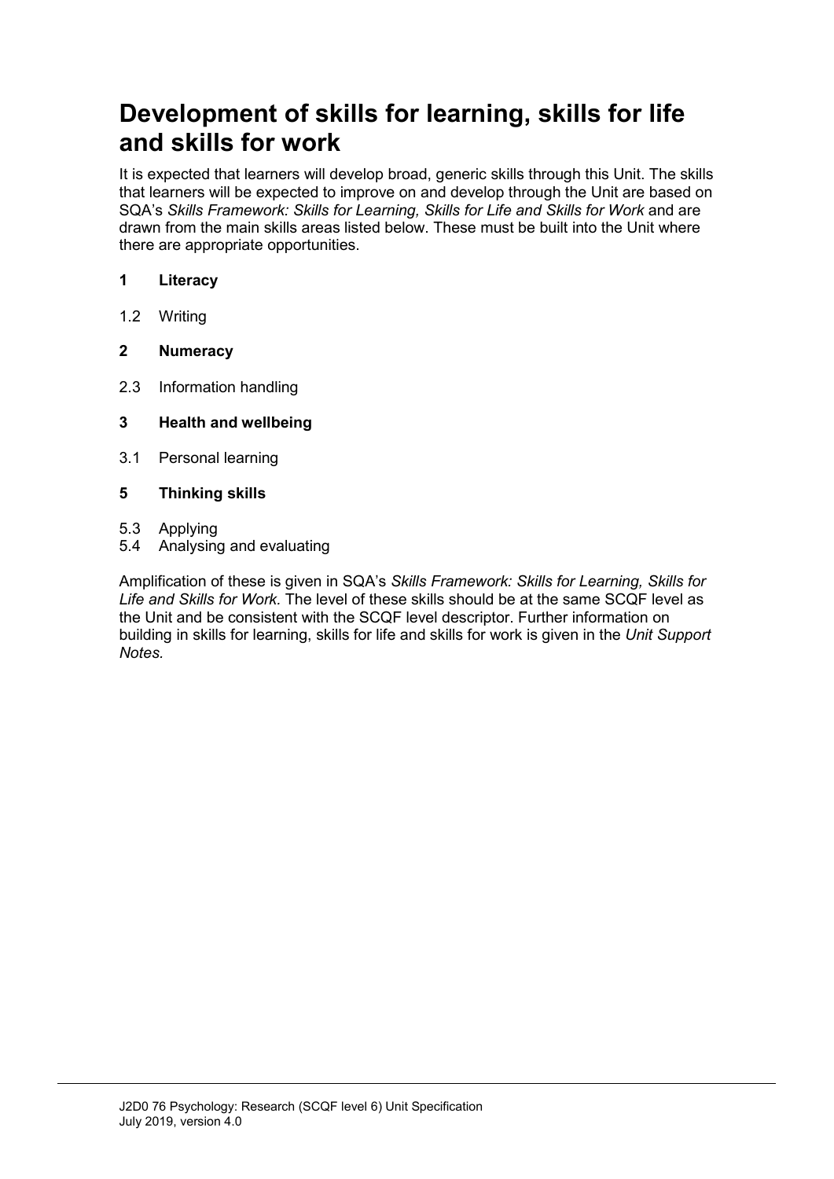# Development of skills for learning, skills for life and skills for work

It is expected that learners will develop broad, generic skills through this Unit. The skills that learners will be expected to improve on and develop through the Unit are based on SQA's *Skills Framework: Skills for Learning, Skills for Life and Skills for Work* and are drawn from the main skills areas listed below. These must be built into the Unit where there are appropriate opportunities.

**1 Literacy**

1.2 Writing

**2 Numeracy**

2.3 Information handling

**3 Health and wellbeing**

3.1 Personal learning

**5 Thinking skills**

5.3 Applying
5.4 Analysing and evaluating

Amplification of these is given in SQA's *Skills Framework: Skills for Learning, Skills for Life and Skills for Work.* The level of these skills should be at the same SCQF level as the Unit and be consistent with the SCQF level descriptor. Further information on building in skills for learning, skills for life and skills for work is given in the *Unit Support Notes.*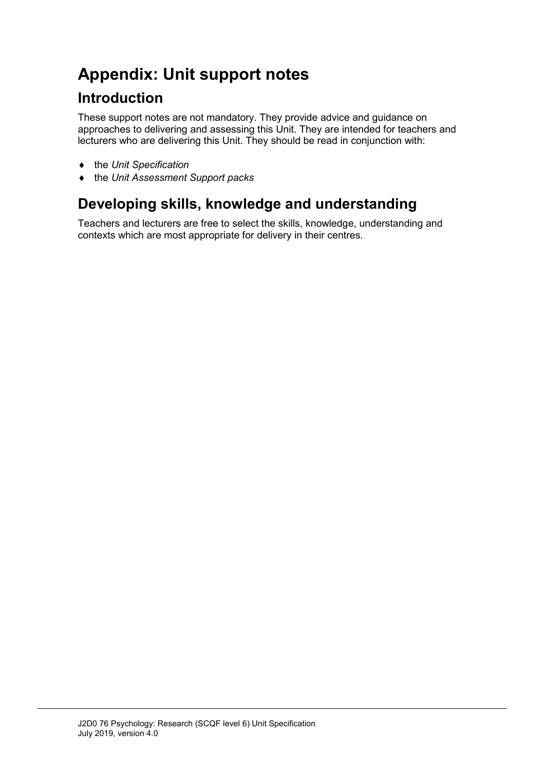# Appendix: Unit support notes

## Introduction

These support notes are not mandatory. They provide advice and guidance on approaches to delivering and assessing this Unit. They are intended for teachers and lecturers who are delivering this Unit. They should be read in conjunction with:

- the *Unit Specification*
- the *Unit Assessment Support packs*

## Developing skills, knowledge and understanding

Teachers and lecturers are free to select the skills, knowledge, understanding and contexts which are most appropriate for delivery in their centres.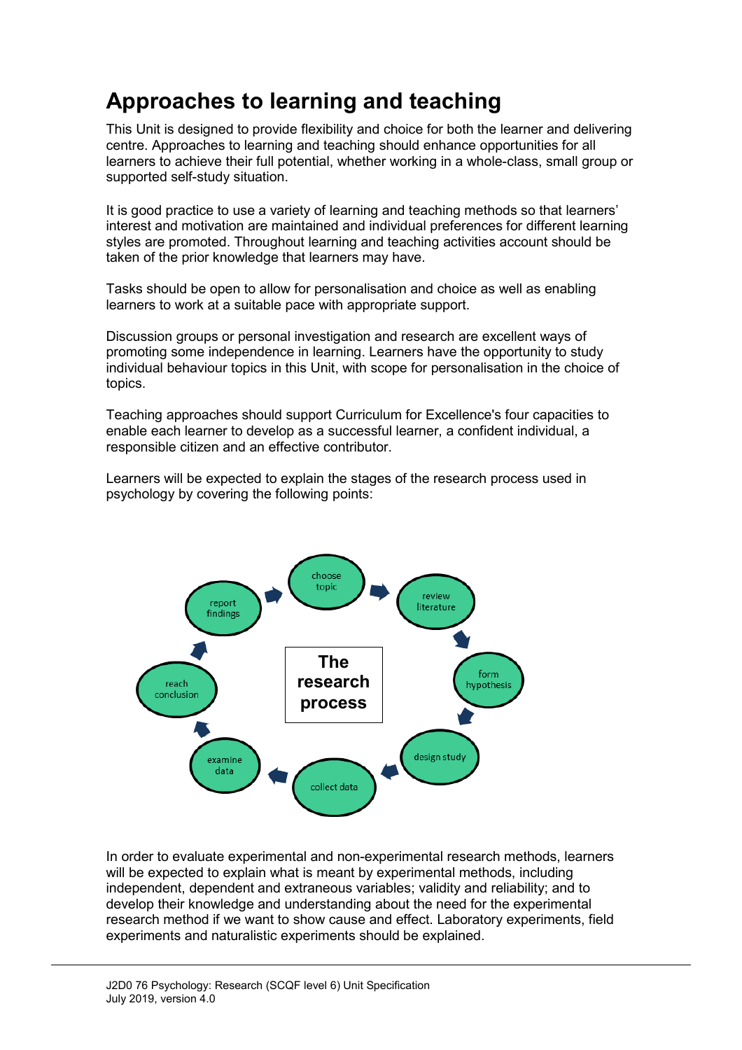# Approaches to learning and teaching

This Unit is designed to provide flexibility and choice for both the learner and delivering centre. Approaches to learning and teaching should enhance opportunities for all learners to achieve their full potential, whether working in a whole-class, small group or supported self-study situation.

It is good practice to use a variety of learning and teaching methods so that learners' interest and motivation are maintained and individual preferences for different learning styles are promoted. Throughout learning and teaching activities account should be taken of the prior knowledge that learners may have.

Tasks should be open to allow for personalisation and choice as well as enabling learners to work at a suitable pace with appropriate support.

Discussion groups or personal investigation and research are excellent ways of promoting some independence in learning. Learners have the opportunity to study individual behaviour topics in this Unit, with scope for personalisation in the choice of topics.

Teaching approaches should support Curriculum for Excellence's four capacities to enable each learner to develop as a successful learner, a confident individual, a responsible citizen and an effective contributor.

Learners will be expected to explain the stages of the research process used in psychology by covering the following points:

**The research process**

- choose topic
- review literature
- form hypothesis
- design study
- collect data
- examine data
- reach conclusion
- report findings

In order to evaluate experimental and non-experimental research methods, learners will be expected to explain what is meant by experimental methods, including independent, dependent and extraneous variables; validity and reliability; and to develop their knowledge and understanding about the need for the experimental research method if we want to show cause and effect. Laboratory experiments, field experiments and naturalistic experiments should be explained.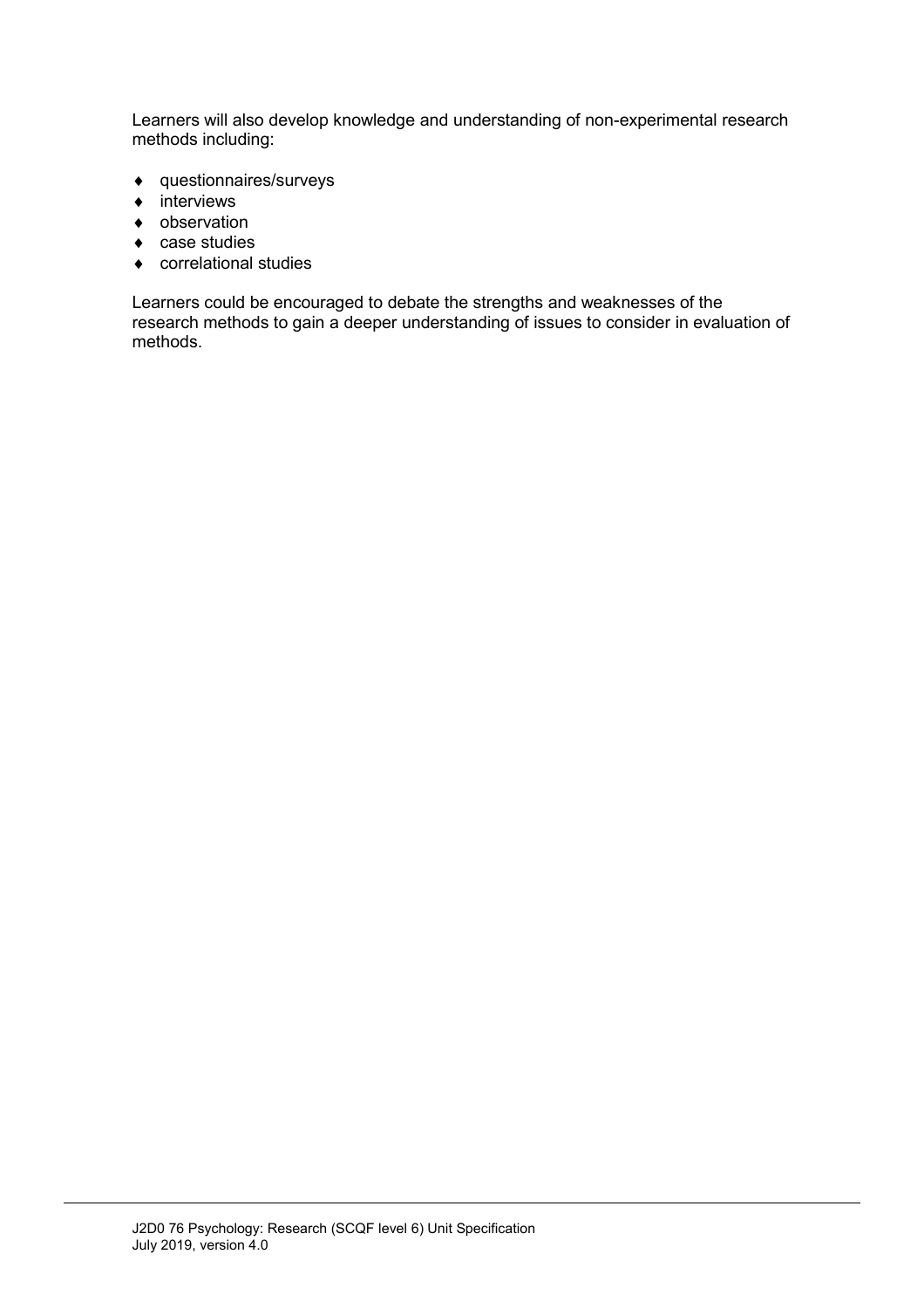Learners will also develop knowledge and understanding of non-experimental research methods including:

- questionnaires/surveys
- interviews
- observation
- case studies
- correlational studies

Learners could be encouraged to debate the strengths and weaknesses of the research methods to gain a deeper understanding of issues to consider in evaluation of methods.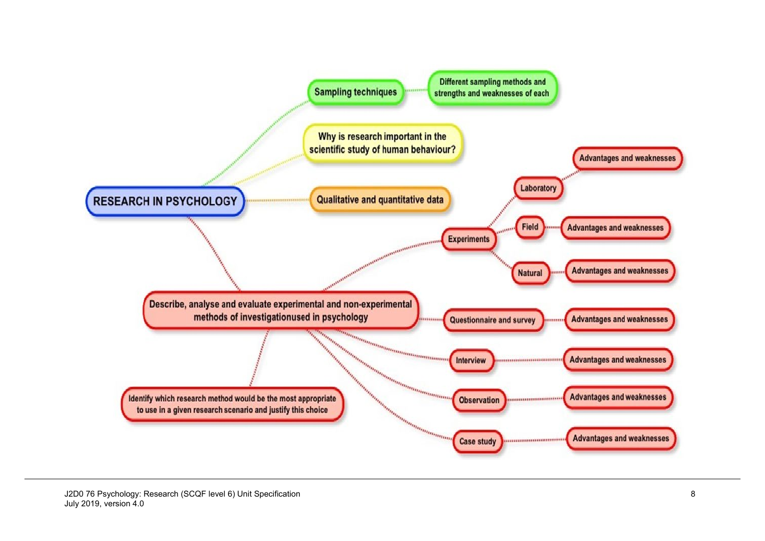# RESEARCH IN PSYCHOLOGY

- **Sampling techniques**
  - Different sampling methods and strengths and weaknesses of each
- **Why is research important in the scientific study of human behaviour?**
- **Qualitative and quantitative data**
- **Describe, analyse and evaluate experimental and non-experimental methods of investigationused in psychology**
  - Experiments
    - Laboratory
      - Advantages and weaknesses
    - Field
      - Advantages and weaknesses
    - Natural
      - Advantages and weaknesses
  - Questionnaire and survey
    - Advantages and weaknesses
  - Interview
    - Advantages and weaknesses
  - Observation
    - Advantages and weaknesses
  - Case study
    - Advantages and weaknesses
  - Identify which research method would be the most appropriate to use in a given research scenario and justify this choice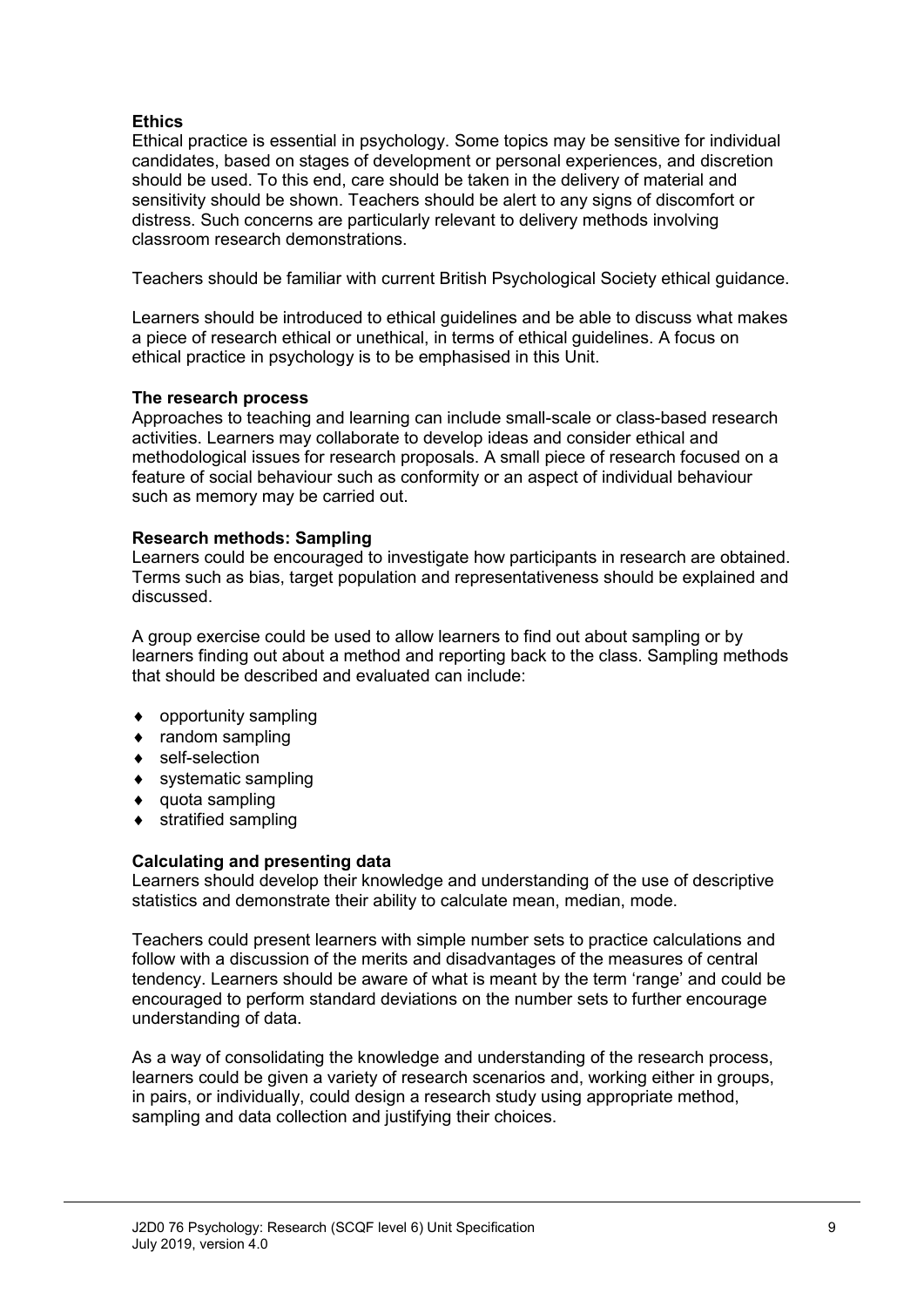**Ethics**

Ethical practice is essential in psychology. Some topics may be sensitive for individual candidates, based on stages of development or personal experiences, and discretion should be used. To this end, care should be taken in the delivery of material and sensitivity should be shown. Teachers should be alert to any signs of discomfort or distress. Such concerns are particularly relevant to delivery methods involving classroom research demonstrations.

Teachers should be familiar with current British Psychological Society ethical guidance.

Learners should be introduced to ethical guidelines and be able to discuss what makes a piece of research ethical or unethical, in terms of ethical guidelines. A focus on ethical practice in psychology is to be emphasised in this Unit.

**The research process**

Approaches to teaching and learning can include small-scale or class-based research activities. Learners may collaborate to develop ideas and consider ethical and methodological issues for research proposals. A small piece of research focused on a feature of social behaviour such as conformity or an aspect of individual behaviour such as memory may be carried out.

**Research methods: Sampling**

Learners could be encouraged to investigate how participants in research are obtained. Terms such as bias, target population and representativeness should be explained and discussed.

A group exercise could be used to allow learners to find out about sampling or by learners finding out about a method and reporting back to the class. Sampling methods that should be described and evaluated can include:

- opportunity sampling
- random sampling
- self-selection
- systematic sampling
- quota sampling
- stratified sampling

**Calculating and presenting data**

Learners should develop their knowledge and understanding of the use of descriptive statistics and demonstrate their ability to calculate mean, median, mode.

Teachers could present learners with simple number sets to practice calculations and follow with a discussion of the merits and disadvantages of the measures of central tendency. Learners should be aware of what is meant by the term 'range' and could be encouraged to perform standard deviations on the number sets to further encourage understanding of data.

As a way of consolidating the knowledge and understanding of the research process, learners could be given a variety of research scenarios and, working either in groups, in pairs, or individually, could design a research study using appropriate method, sampling and data collection and justifying their choices.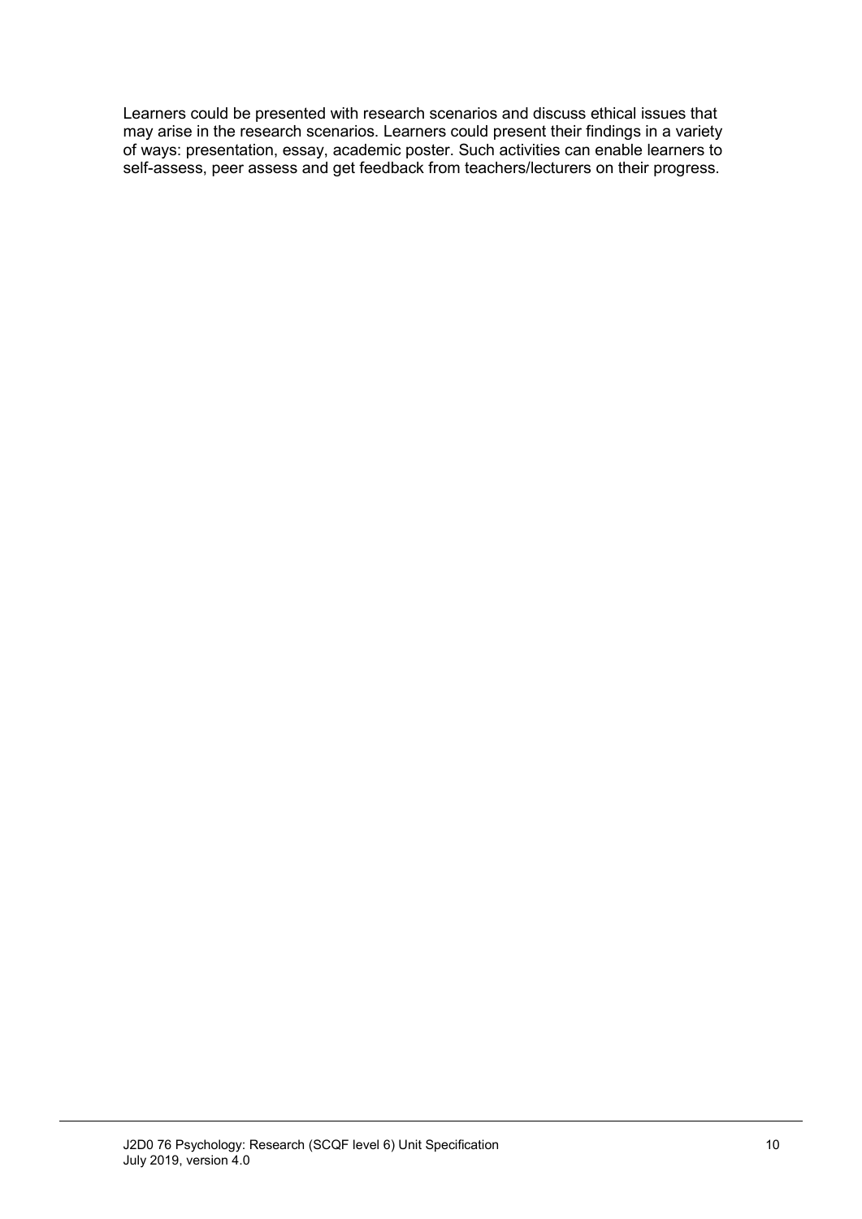Learners could be presented with research scenarios and discuss ethical issues that may arise in the research scenarios. Learners could present their findings in a variety of ways: presentation, essay, academic poster. Such activities can enable learners to self-assess, peer assess and get feedback from teachers/lecturers on their progress.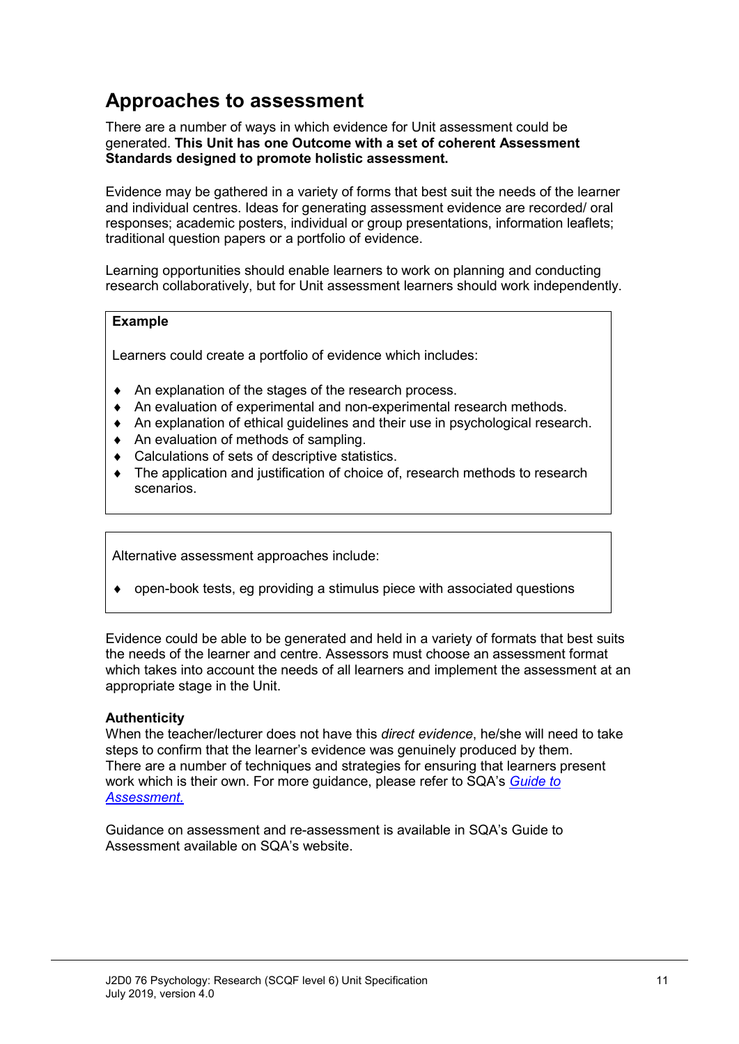## Approaches to assessment

There are a number of ways in which evidence for Unit assessment could be generated. **This Unit has one Outcome with a set of coherent Assessment Standards designed to promote holistic assessment.**

Evidence may be gathered in a variety of forms that best suit the needs of the learner and individual centres. Ideas for generating assessment evidence are recorded/ oral responses; academic posters, individual or group presentations, information leaflets; traditional question papers or a portfolio of evidence.

Learning opportunities should enable learners to work on planning and conducting research collaboratively, but for Unit assessment learners should work independently.

**Example**

Learners could create a portfolio of evidence which includes:

- An explanation of the stages of the research process.
- An evaluation of experimental and non-experimental research methods.
- An explanation of ethical guidelines and their use in psychological research.
- An evaluation of methods of sampling.
- Calculations of sets of descriptive statistics.
- The application and justification of choice of, research methods to research scenarios.

Alternative assessment approaches include:

- open-book tests, eg providing a stimulus piece with associated questions

Evidence could be able to be generated and held in a variety of formats that best suits the needs of the learner and centre. Assessors must choose an assessment format which takes into account the needs of all learners and implement the assessment at an appropriate stage in the Unit.

**Authenticity**

When the teacher/lecturer does not have this *direct evidence*, he/she will need to take steps to confirm that the learner's evidence was genuinely produced by them. There are a number of techniques and strategies for ensuring that learners present work which is their own. For more guidance, please refer to SQA's *Guide to Assessment.*

Guidance on assessment and re-assessment is available in SQA's Guide to Assessment available on SQA's website.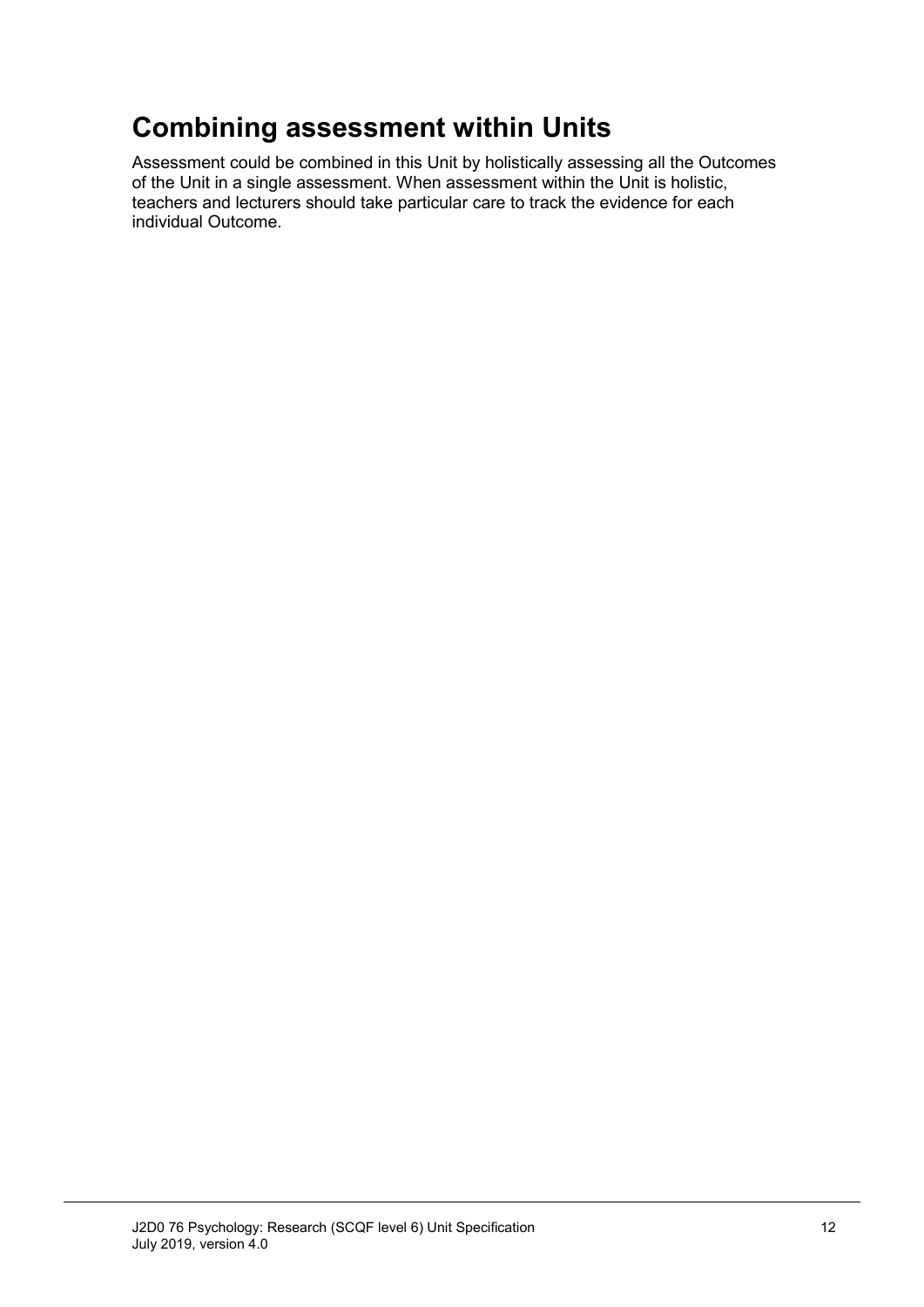## Combining assessment within Units

Assessment could be combined in this Unit by holistically assessing all the Outcomes of the Unit in a single assessment. When assessment within the Unit is holistic, teachers and lecturers should take particular care to track the evidence for each individual Outcome.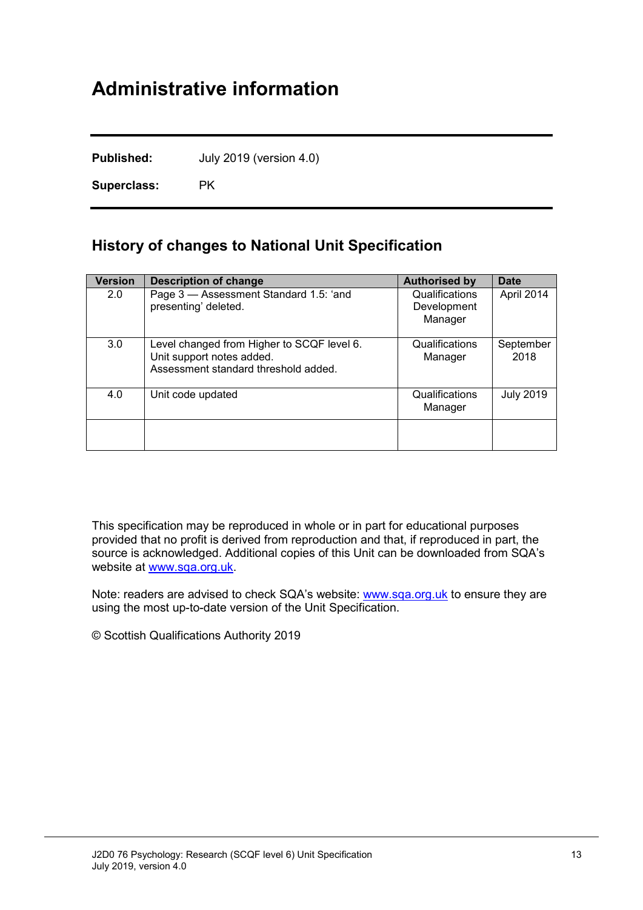# Administrative information

**Published:** July 2019 (version 4.0)

**Superclass:** PK

## History of changes to National Unit Specification

| Version | Description of change | Authorised by | Date |
|---|---|---|---|
| 2.0 | Page 3 — Assessment Standard 1.5: 'and presenting' deleted. | Qualifications Development Manager | April 2014 |
| 3.0 | Level changed from Higher to SCQF level 6. Unit support notes added. Assessment standard threshold added. | Qualifications Manager | September 2018 |
| 4.0 | Unit code updated | Qualifications Manager | July 2019 |
| | | | |

This specification may be reproduced in whole or in part for educational purposes provided that no profit is derived from reproduction and that, if reproduced in part, the source is acknowledged. Additional copies of this Unit can be downloaded from SQA's website at www.sqa.org.uk.

Note: readers are advised to check SQA's website: www.sqa.org.uk to ensure they are using the most up-to-date version of the Unit Specification.

© Scottish Qualifications Authority 2019